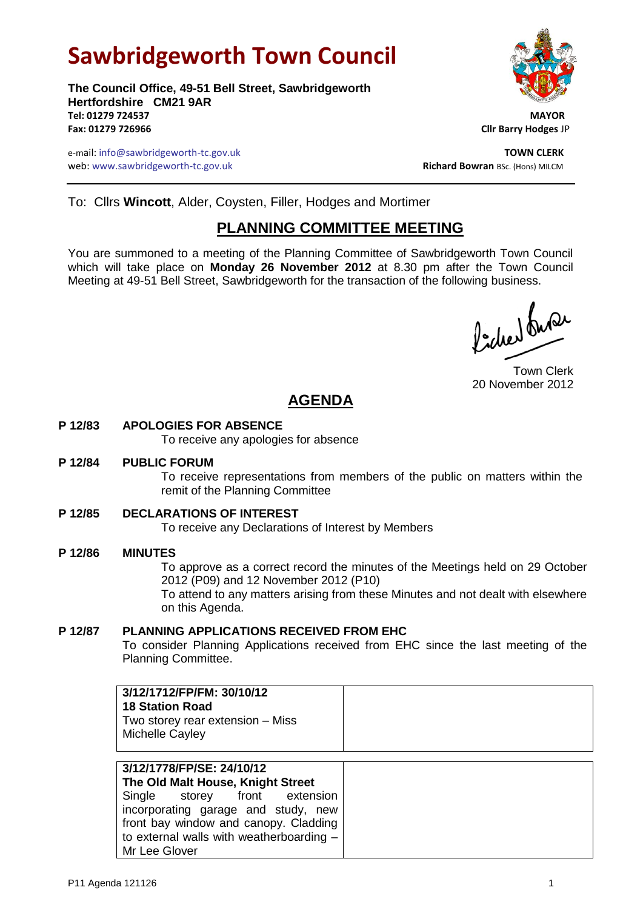# Sawbridgeworth Town Council

**The Council Office, 49-51 Bell Street, Sawbridgeworth**
**Hertfordshire CM21 9AR**
**Tel: 01279 724537**
**Fax: 01279 726966**

**MAYOR**
**Cllr Barry Hodges** JP

e-mail: info@sawbridgeworth-tc.gov.uk
web: www.sawbridgeworth-tc.gov.uk

**TOWN CLERK**
**Richard Bowran** BSc. (Hons) MILCM

To: Cllrs **Wincott**, Alder, Coysten, Filler, Hodges and Mortimer

## PLANNING COMMITTEE MEETING

You are summoned to a meeting of the Planning Committee of Sawbridgeworth Town Council which will take place on **Monday 26 November 2012** at 8.30 pm after the Town Council Meeting at 49-51 Bell Street, Sawbridgeworth for the transaction of the following business.

Town Clerk
20 November 2012

## AGENDA

**P 12/83 APOLOGIES FOR ABSENCE**
To receive any apologies for absence

**P 12/84 PUBLIC FORUM**
To receive representations from members of the public on matters within the remit of the Planning Committee

**P 12/85 DECLARATIONS OF INTEREST**
To receive any Declarations of Interest by Members

**P 12/86 MINUTES**
To approve as a correct record the minutes of the Meetings held on 29 October 2012 (P09) and 12 November 2012 (P10)
To attend to any matters arising from these Minutes and not dealt with elsewhere on this Agenda.

**P 12/87 PLANNING APPLICATIONS RECEIVED FROM EHC**
To consider Planning Applications received from EHC since the last meeting of the Planning Committee.

| | |
|---|---|
| **3/12/1712/FP/FM: 30/10/12**<br>**18 Station Road**<br>Two storey rear extension – Miss Michelle Cayley | |

| | |
|---|---|
| **3/12/1778/FP/SE: 24/10/12**<br>**The Old Malt House, Knight Street**<br>Single storey front extension incorporating garage and study, new front bay window and canopy. Cladding to external walls with weatherboarding – Mr Lee Glover | |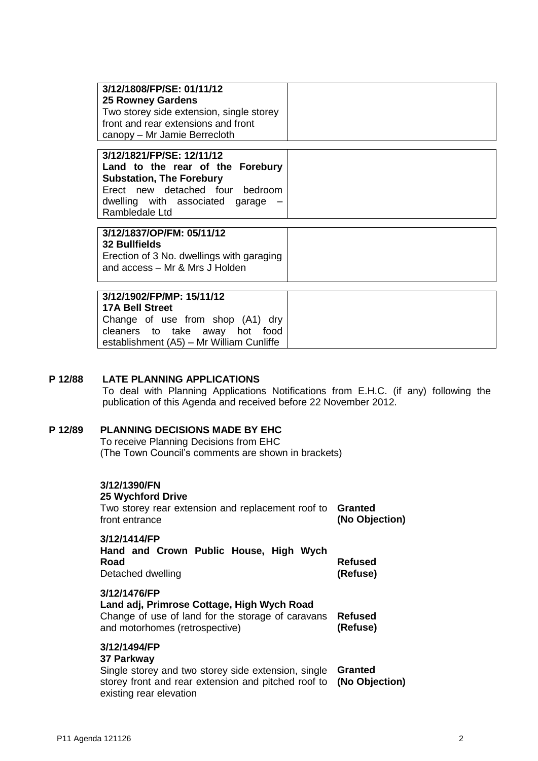| | |
|---|---|
| **3/12/1808/FP/SE: 01/11/12**<br>**25 Rowney Gardens**<br>Two storey side extension, single storey front and rear extensions and front canopy – Mr Jamie Berrecloth | |

| | |
|---|---|
| **3/12/1821/FP/SE: 12/11/12**<br>**Land to the rear of the Forebury Substation, The Forebury**<br>Erect new detached four bedroom dwelling with associated garage – Rambledale Ltd | |

| | |
|---|---|
| **3/12/1837/OP/FM: 05/11/12**<br>**32 Bullfields**<br>Erection of 3 No. dwellings with garaging and access – Mr & Mrs J Holden | |

| | |
|---|---|
| **3/12/1902/FP/MP: 15/11/12**<br>**17A Bell Street**<br>Change of use from shop (A1) dry cleaners to take away hot food establishment (A5) – Mr William Cunliffe | |

## P 12/88 LATE PLANNING APPLICATIONS

To deal with Planning Applications Notifications from E.H.C. (if any) following the publication of this Agenda and received before 22 November 2012.

## P 12/89 PLANNING DECISIONS MADE BY EHC

To receive Planning Decisions from EHC
(The Town Council's comments are shown in brackets)

| | |
|---|---|
| **3/12/1390/FN**<br>**25 Wychford Drive**<br>Two storey rear extension and replacement roof to front entrance | **Granted**<br>**(No Objection)** |
| **3/12/1414/FP**<br>**Hand and Crown Public House, High Wych Road**<br>Detached dwelling | **Refused**<br>**(Refuse)** |
| **3/12/1476/FP**<br>**Land adj, Primrose Cottage, High Wych Road**<br>Change of use of land for the storage of caravans and motorhomes (retrospective) | **Refused**<br>**(Refuse)** |
| **3/12/1494/FP**<br>**37 Parkway**<br>Single storey and two storey side extension, single storey front and rear extension and pitched roof to existing rear elevation | **Granted**<br>**(No Objection)** |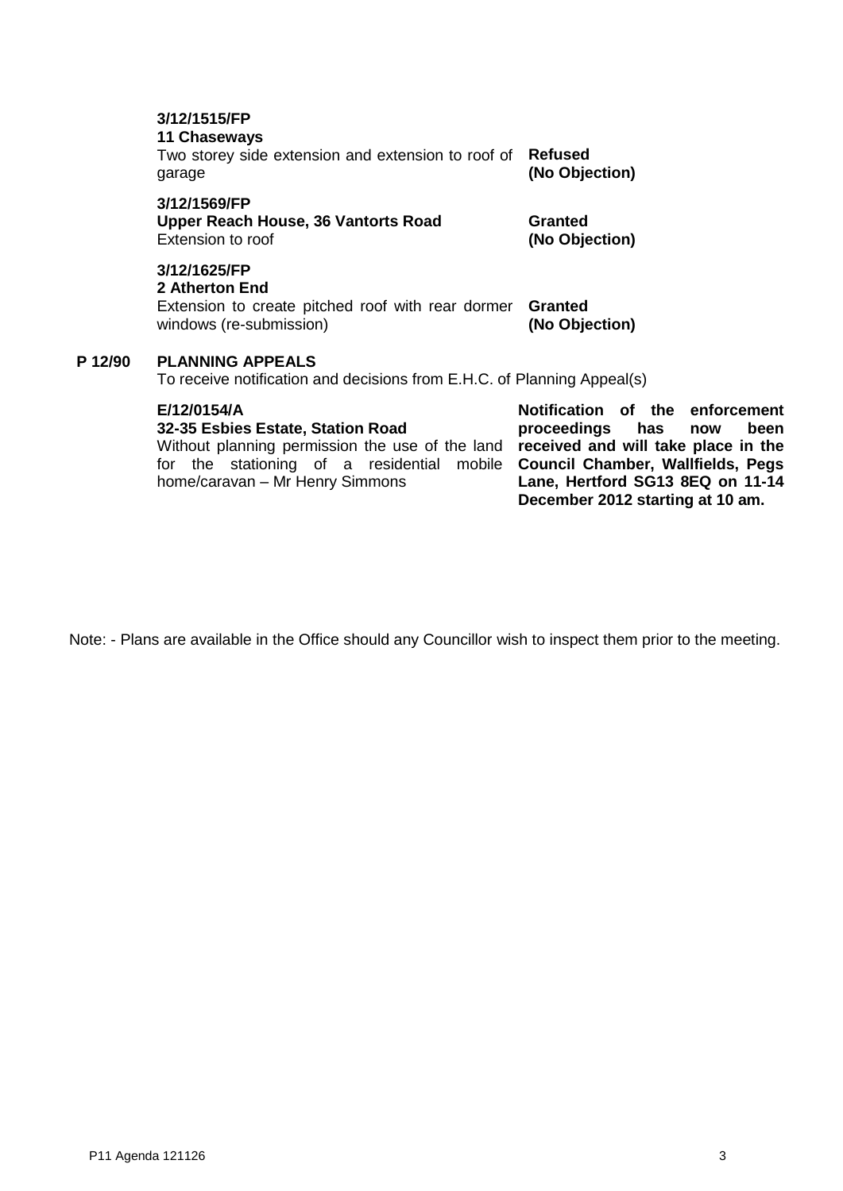**3/12/1515/FP**
**11 Chaseways**
Two storey side extension and extension to roof of garage — **Refused (No Objection)**

**3/12/1569/FP**
**Upper Reach House, 36 Vantorts Road**
Extension to roof — **Granted (No Objection)**

**3/12/1625/FP**
**2 Atherton End**
Extension to create pitched roof with rear dormer windows (re-submission) — **Granted (No Objection)**

## P 12/90 PLANNING APPEALS

To receive notification and decisions from E.H.C. of Planning Appeal(s)

**E/12/0154/A**
**32-35 Esbies Estate, Station Road**
Without planning permission the use of the land for the stationing of a residential mobile home/caravan – Mr Henry Simmons — **Notification of the enforcement proceedings has now been received and will take place in the Council Chamber, Wallfields, Pegs Lane, Hertford SG13 8EQ on 11-14 December 2012 starting at 10 am.**

Note: - Plans are available in the Office should any Councillor wish to inspect them prior to the meeting.